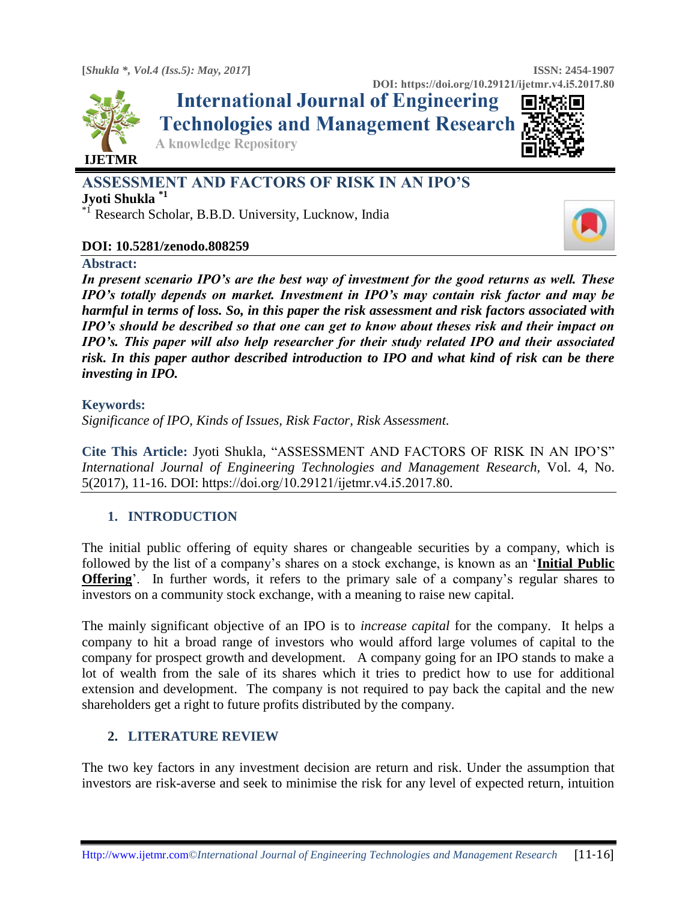DOI: https://doi.org/10.29121/ijetmr.v4.i5.2017.80

# International Journal of Engineering Technologies and Management Research

A knowledge Repository

IJETMR

# ASSESSMENT AND FACTORS OF RISK IN AN IPO'S

**Jyoti Shukla** [*1]

[*1] Research Scholar, B.B.D. University, Lucknow, India

**DOI: 10.5281/zenodo.808259**

**Abstract:**

***In present scenario IPO's are the best way of investment for the good returns as well. These IPO's totally depends on market. Investment in IPO's may contain risk factor and may be harmful in terms of loss. So, in this paper the risk assessment and risk factors associated with IPO's should be described so that one can get to know about theses risk and their impact on IPO's. This paper will also help researcher for their study related IPO and their associated risk. In this paper author described introduction to IPO and what kind of risk can be there investing in IPO.***

**Keywords:**

*Significance of IPO, Kinds of Issues, Risk Factor, Risk Assessment.*

**Cite This Article:** Jyoti Shukla, "ASSESSMENT AND FACTORS OF RISK IN AN IPO'S" *International Journal of Engineering Technologies and Management Research,* Vol. 4, No. 5(2017), 11-16. DOI: https://doi.org/10.29121/ijetmr.v4.i5.2017.80.

## 1. INTRODUCTION

The initial public offering of equity shares or changeable securities by a company, which is followed by the list of a company's shares on a stock exchange, is known as an '**Initial Public Offering**'. In further words, it refers to the primary sale of a company's regular shares to investors on a community stock exchange, with a meaning to raise new capital.

The mainly significant objective of an IPO is to *increase capital* for the company. It helps a company to hit a broad range of investors who would afford large volumes of capital to the company for prospect growth and development. A company going for an IPO stands to make a lot of wealth from the sale of its shares which it tries to predict how to use for additional extension and development. The company is not required to pay back the capital and the new shareholders get a right to future profits distributed by the company.

## 2. LITERATURE REVIEW

The two key factors in any investment decision are return and risk. Under the assumption that investors are risk-averse and seek to minimise the risk for any level of expected return, intuition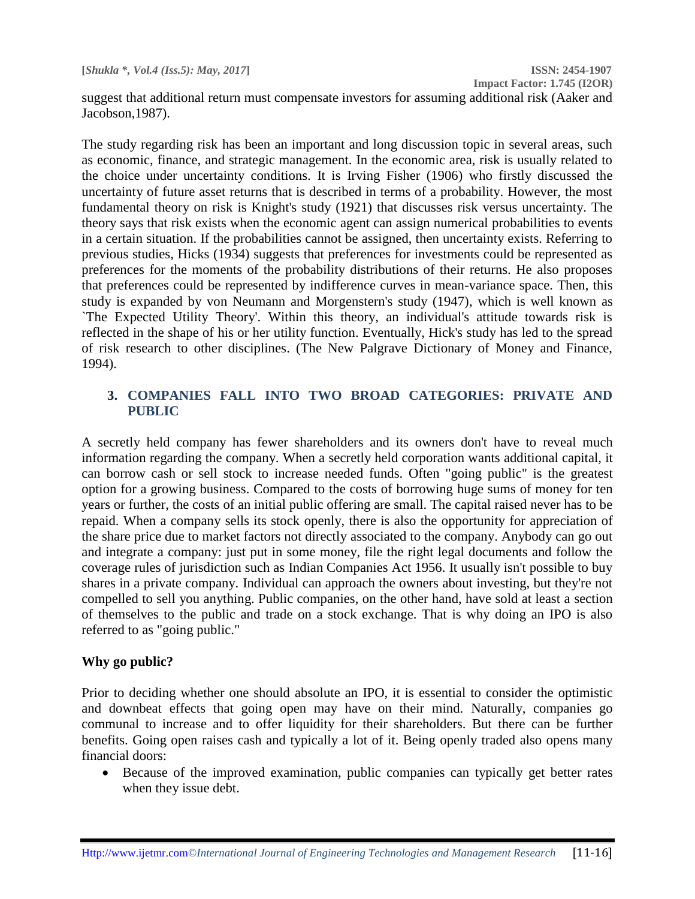suggest that additional return must compensate investors for assuming additional risk (Aaker and Jacobson,1987).

The study regarding risk has been an important and long discussion topic in several areas, such as economic, finance, and strategic management. In the economic area, risk is usually related to the choice under uncertainty conditions. It is Irving Fisher (1906) who firstly discussed the uncertainty of future asset returns that is described in terms of a probability. However, the most fundamental theory on risk is Knight's study (1921) that discusses risk versus uncertainty. The theory says that risk exists when the economic agent can assign numerical probabilities to events in a certain situation. If the probabilities cannot be assigned, then uncertainty exists. Referring to previous studies, Hicks (1934) suggests that preferences for investments could be represented as preferences for the moments of the probability distributions of their returns. He also proposes that preferences could be represented by indifference curves in mean-variance space. Then, this study is expanded by von Neumann and Morgenstern's study (1947), which is well known as `The Expected Utility Theory'. Within this theory, an individual's attitude towards risk is reflected in the shape of his or her utility function. Eventually, Hick's study has led to the spread of risk research to other disciplines. (The New Palgrave Dictionary of Money and Finance, 1994).

## 3. COMPANIES FALL INTO TWO BROAD CATEGORIES: PRIVATE AND PUBLIC

A secretly held company has fewer shareholders and its owners don't have to reveal much information regarding the company. When a secretly held corporation wants additional capital, it can borrow cash or sell stock to increase needed funds. Often "going public" is the greatest option for a growing business. Compared to the costs of borrowing huge sums of money for ten years or further, the costs of an initial public offering are small. The capital raised never has to be repaid. When a company sells its stock openly, there is also the opportunity for appreciation of the share price due to market factors not directly associated to the company. Anybody can go out and integrate a company: just put in some money, file the right legal documents and follow the coverage rules of jurisdiction such as Indian Companies Act 1956. It usually isn't possible to buy shares in a private company. Individual can approach the owners about investing, but they're not compelled to sell you anything. Public companies, on the other hand, have sold at least a section of themselves to the public and trade on a stock exchange. That is why doing an IPO is also referred to as "going public."

### Why go public?

Prior to deciding whether one should absolute an IPO, it is essential to consider the optimistic and downbeat effects that going open may have on their mind. Naturally, companies go communal to increase and to offer liquidity for their shareholders. But there can be further benefits. Going open raises cash and typically a lot of it. Being openly traded also opens many financial doors:

- Because of the improved examination, public companies can typically get better rates when they issue debt.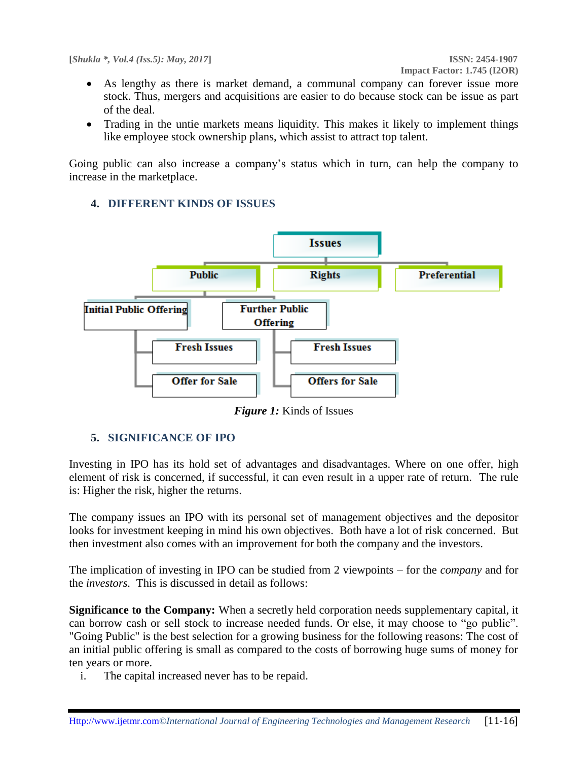- As lengthy as there is market demand, a communal company can forever issue more stock. Thus, mergers and acquisitions are easier to do because stock can be issue as part of the deal.
- Trading in the untie markets means liquidity. This makes it likely to implement things like employee stock ownership plans, which assist to attract top talent.

Going public can also increase a company's status which in turn, can help the company to increase in the marketplace.

## 4. DIFFERENT KINDS OF ISSUES

- Issues
  - Public
    - Initial Public Offering
      - Fresh Issues
      - Offer for Sale
    - Further Public Offering
      - Fresh Issues
      - Offers for Sale
  - Rights
  - Preferential

***Figure 1:*** Kinds of Issues

## 5. SIGNIFICANCE OF IPO

Investing in IPO has its hold set of advantages and disadvantages. Where on one offer, high element of risk is concerned, if successful, it can even result in a upper rate of return. The rule is: Higher the risk, higher the returns.

The company issues an IPO with its personal set of management objectives and the depositor looks for investment keeping in mind his own objectives. Both have a lot of risk concerned. But then investment also comes with an improvement for both the company and the investors.

The implication of investing in IPO can be studied from 2 viewpoints – for the *company* and for the *investors.* This is discussed in detail as follows:

**Significance to the Company:** When a secretly held corporation needs supplementary capital, it can borrow cash or sell stock to increase needed funds. Or else, it may choose to "go public". "Going Public" is the best selection for a growing business for the following reasons: The cost of an initial public offering is small as compared to the costs of borrowing huge sums of money for ten years or more.

i. The capital increased never has to be repaid.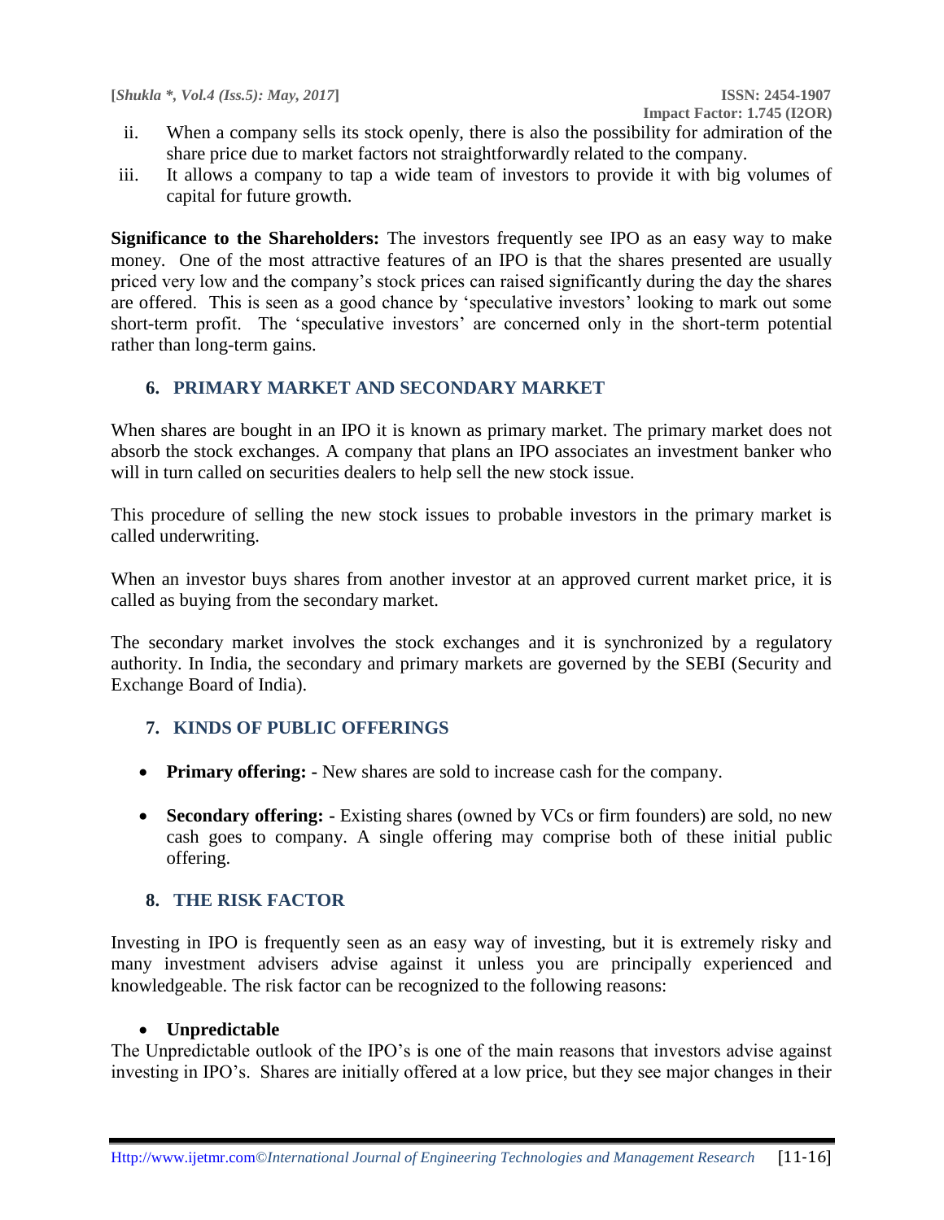ii. When a company sells its stock openly, there is also the possibility for admiration of the share price due to market factors not straightforwardly related to the company.

iii. It allows a company to tap a wide team of investors to provide it with big volumes of capital for future growth.

**Significance to the Shareholders:** The investors frequently see IPO as an easy way to make money. One of the most attractive features of an IPO is that the shares presented are usually priced very low and the company's stock prices can raised significantly during the day the shares are offered. This is seen as a good chance by 'speculative investors' looking to mark out some short-term profit. The 'speculative investors' are concerned only in the short-term potential rather than long-term gains.

## 6. PRIMARY MARKET AND SECONDARY MARKET

When shares are bought in an IPO it is known as primary market. The primary market does not absorb the stock exchanges. A company that plans an IPO associates an investment banker who will in turn called on securities dealers to help sell the new stock issue.

This procedure of selling the new stock issues to probable investors in the primary market is called underwriting.

When an investor buys shares from another investor at an approved current market price, it is called as buying from the secondary market.

The secondary market involves the stock exchanges and it is synchronized by a regulatory authority. In India, the secondary and primary markets are governed by the SEBI (Security and Exchange Board of India).

## 7. KINDS OF PUBLIC OFFERINGS

- **Primary offering: -** New shares are sold to increase cash for the company.
- **Secondary offering: -** Existing shares (owned by VCs or firm founders) are sold, no new cash goes to company. A single offering may comprise both of these initial public offering.

## 8. THE RISK FACTOR

Investing in IPO is frequently seen as an easy way of investing, but it is extremely risky and many investment advisers advise against it unless you are principally experienced and knowledgeable. The risk factor can be recognized to the following reasons:

- **Unpredictable**

The Unpredictable outlook of the IPO's is one of the main reasons that investors advise against investing in IPO's. Shares are initially offered at a low price, but they see major changes in their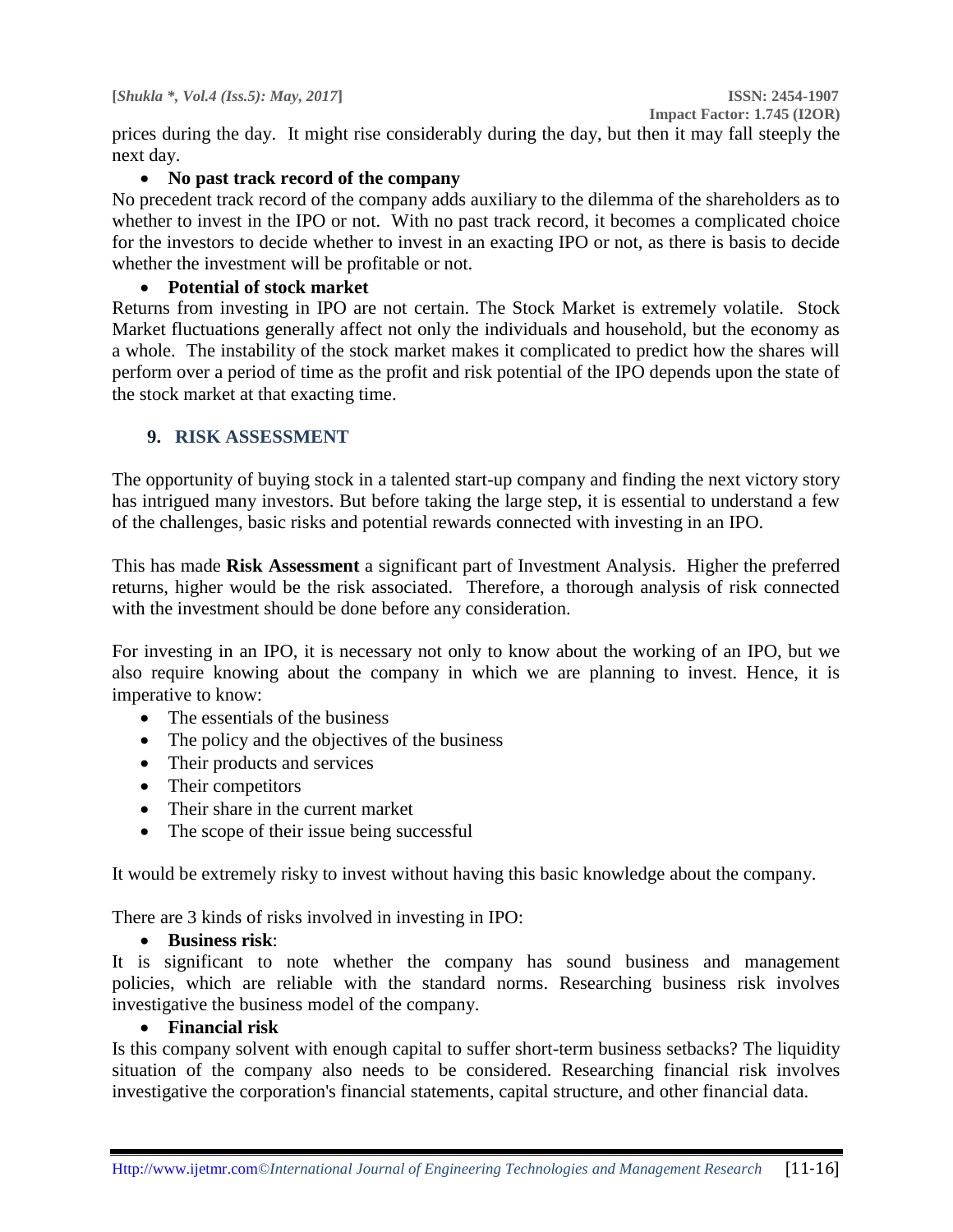prices during the day. It might rise considerably during the day, but then it may fall steeply the next day.

- **No past track record of the company**

No precedent track record of the company adds auxiliary to the dilemma of the shareholders as to whether to invest in the IPO or not. With no past track record, it becomes a complicated choice for the investors to decide whether to invest in an exacting IPO or not, as there is basis to decide whether the investment will be profitable or not.

- **Potential of stock market**

Returns from investing in IPO are not certain. The Stock Market is extremely volatile. Stock Market fluctuations generally affect not only the individuals and household, but the economy as a whole. The instability of the stock market makes it complicated to predict how the shares will perform over a period of time as the profit and risk potential of the IPO depends upon the state of the stock market at that exacting time.

## 9. RISK ASSESSMENT

The opportunity of buying stock in a talented start-up company and finding the next victory story has intrigued many investors. But before taking the large step, it is essential to understand a few of the challenges, basic risks and potential rewards connected with investing in an IPO.

This has made **Risk Assessment** a significant part of Investment Analysis. Higher the preferred returns, higher would be the risk associated. Therefore, a thorough analysis of risk connected with the investment should be done before any consideration.

For investing in an IPO, it is necessary not only to know about the working of an IPO, but we also require knowing about the company in which we are planning to invest. Hence, it is imperative to know:

- The essentials of the business
- The policy and the objectives of the business
- Their products and services
- Their competitors
- Their share in the current market
- The scope of their issue being successful

It would be extremely risky to invest without having this basic knowledge about the company.

There are 3 kinds of risks involved in investing in IPO:

- **Business risk**:

It is significant to note whether the company has sound business and management policies, which are reliable with the standard norms. Researching business risk involves investigative the business model of the company.

- **Financial risk**

Is this company solvent with enough capital to suffer short-term business setbacks? The liquidity situation of the company also needs to be considered. Researching financial risk involves investigative the corporation's financial statements, capital structure, and other financial data.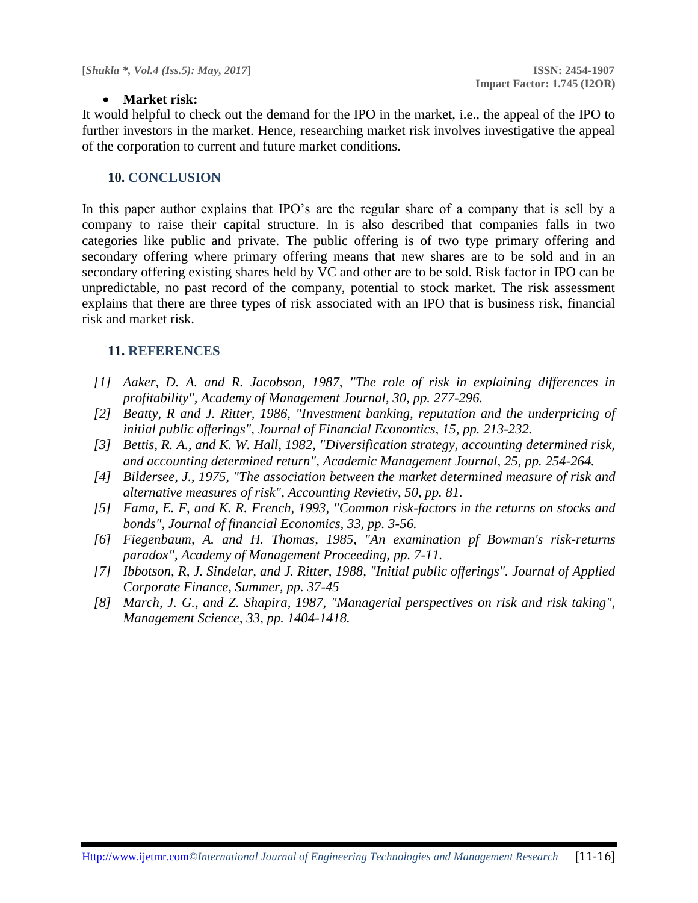- **Market risk:**

It would helpful to check out the demand for the IPO in the market, i.e., the appeal of the IPO to further investors in the market. Hence, researching market risk involves investigative the appeal of the corporation to current and future market conditions.

## 10. CONCLUSION

In this paper author explains that IPO's are the regular share of a company that is sell by a company to raise their capital structure. In is also described that companies falls in two categories like public and private. The public offering is of two type primary offering and secondary offering where primary offering means that new shares are to be sold and in an secondary offering existing shares held by VC and other are to be sold. Risk factor in IPO can be unpredictable, no past record of the company, potential to stock market. The risk assessment explains that there are three types of risk associated with an IPO that is business risk, financial risk and market risk.

## 11. REFERENCES

[1] *Aaker, D. A. and R. Jacobson, 1987, "The role of risk in explaining differences in profitability", Academy of Management Journal, 30, pp. 277-296.*

[2] *Beatty, R and J. Ritter, 1986, "Investment banking, reputation and the underpricing of initial public offerings", Journal of Financial Econontics, 15, pp. 213-232.*

[3] *Bettis, R. A., and K. W. Hall, 1982, "Diversification strategy, accounting determined risk, and accounting determined return", Academic Management Journal, 25, pp. 254-264.*

[4] *Bildersee, J., 1975, "The association between the market determined measure of risk and alternative measures of risk", Accounting Revietiv, 50, pp. 81.*

[5] *Fama, E. F, and K. R. French, 1993, "Common risk-factors in the returns on stocks and bonds", Journal of financial Economics, 33, pp. 3-56.*

[6] *Fiegenbaum, A. and H. Thomas, 1985, "An examination pf Bowman's risk-returns paradox", Academy of Management Proceeding, pp. 7-11.*

[7] *Ibbotson, R, J. Sindelar, and J. Ritter, 1988, "Initial public offerings". Journal of Applied Corporate Finance, Summer, pp. 37-45*

[8] *March, J. G., and Z. Shapira, 1987, "Managerial perspectives on risk and risk taking", Management Science, 33, pp. 1404-1418.*